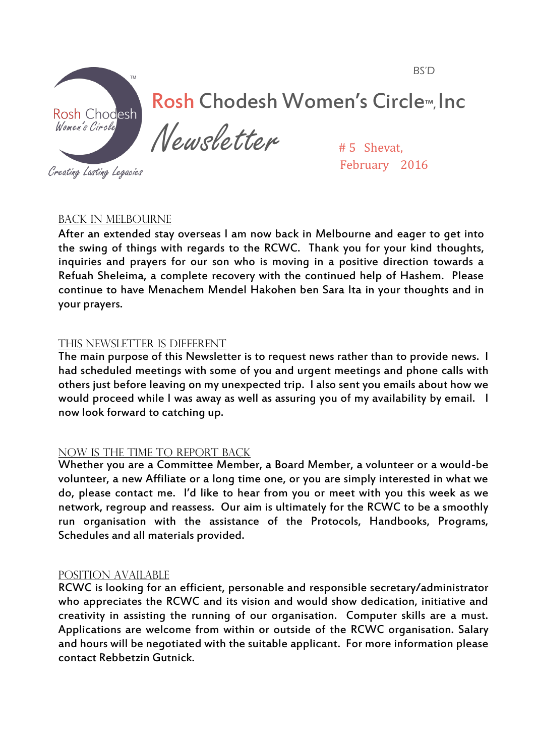BS'D

# Rosh Chodesh Women's Circle™, Inc

## Newsletter

# 5 Shevat,
February 2016

Rosh Chodesh Women's Circle

Creating Lasting Legacies

### BACK IN MELBOURNE

After an extended stay overseas I am now back in Melbourne and eager to get into the swing of things with regards to the RCWC. Thank you for your kind thoughts, inquiries and prayers for our son who is moving in a positive direction towards a Refuah Sheleima, a complete recovery with the continued help of Hashem. Please continue to have Menachem Mendel Hakohen ben Sara Ita in your thoughts and in your prayers.

### THIS NEWSLETTER IS DIFFERENT

The main purpose of this Newsletter is to request news rather than to provide news. I had scheduled meetings with some of you and urgent meetings and phone calls with others just before leaving on my unexpected trip. I also sent you emails about how we would proceed while I was away as well as assuring you of my availability by email. I now look forward to catching up.

### NOW IS THE TIME TO REPORT BACK

Whether you are a Committee Member, a Board Member, a volunteer or a would-be volunteer, a new Affiliate or a long time one, or you are simply interested in what we do, please contact me. I'd like to hear from you or meet with you this week as we network, regroup and reassess. Our aim is ultimately for the RCWC to be a smoothly run organisation with the assistance of the Protocols, Handbooks, Programs, Schedules and all materials provided.

### POSITION AVAILABLE

RCWC is looking for an efficient, personable and responsible secretary/administrator who appreciates the RCWC and its vision and would show dedication, initiative and creativity in assisting the running of our organisation. Computer skills are a must. Applications are welcome from within or outside of the RCWC organisation. Salary and hours will be negotiated with the suitable applicant. For more information please contact Rebbetzin Gutnick.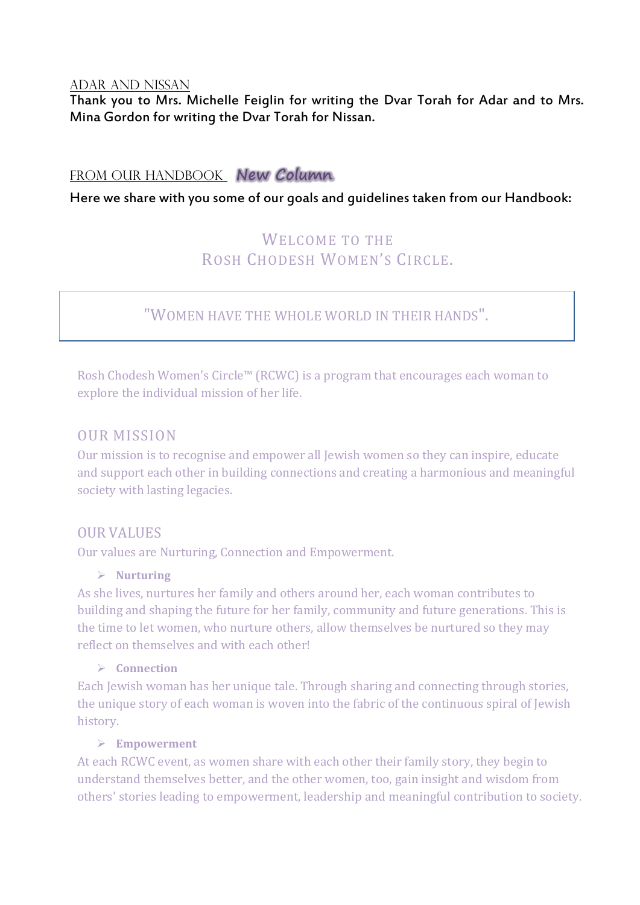## ADAR AND NISSAN

**Thank you to Mrs. Michelle Feiglin for writing the Dvar Torah for Adar and to Mrs. Mina Gordon for writing the Dvar Torah for Nissan.**

## FROM OUR HANDBOOK *New Column*

**Here we share with you some of our goals and guidelines taken from our Handbook:**

### WELCOME TO THE ROSH CHODESH WOMEN'S CIRCLE.

> "WOMEN HAVE THE WHOLE WORLD IN THEIR HANDS".

Rosh Chodesh Women's Circle™ (RCWC) is a program that encourages each woman to explore the individual mission of her life.

### OUR MISSION

Our mission is to recognise and empower all Jewish women so they can inspire, educate and support each other in building connections and creating a harmonious and meaningful society with lasting legacies.

### OUR VALUES

Our values are Nurturing, Connection and Empowerment.

- **Nurturing**

As she lives, nurtures her family and others around her, each woman contributes to building and shaping the future for her family, community and future generations. This is the time to let women, who nurture others, allow themselves be nurtured so they may reflect on themselves and with each other!

- **Connection**

Each Jewish woman has her unique tale. Through sharing and connecting through stories, the unique story of each woman is woven into the fabric of the continuous spiral of Jewish history.

- **Empowerment**

At each RCWC event, as women share with each other their family story, they begin to understand themselves better, and the other women, too, gain insight and wisdom from others' stories leading to empowerment, leadership and meaningful contribution to society.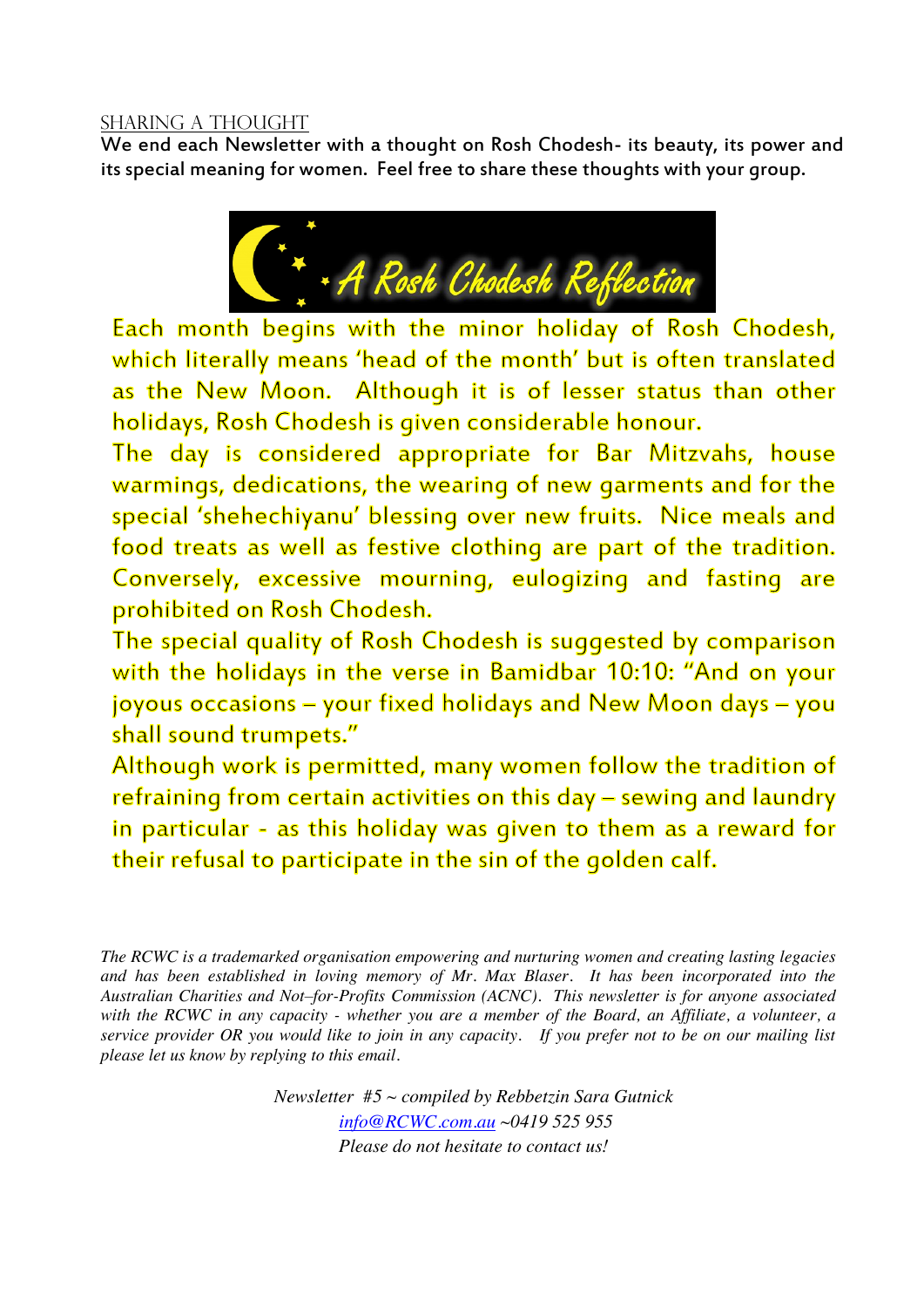## Sharing a Thought

**We end each Newsletter with a thought on Rosh Chodesh- its beauty, its power and its special meaning for women. Feel free to share these thoughts with your group.**

### A Rosh Chodesh Reflection

Each month begins with the minor holiday of Rosh Chodesh, which literally means 'head of the month' but is often translated as the New Moon. Although it is of lesser status than other holidays, Rosh Chodesh is given considerable honour.

The day is considered appropriate for Bar Mitzvahs, house warmings, dedications, the wearing of new garments and for the special 'shehechiyanu' blessing over new fruits. Nice meals and food treats as well as festive clothing are part of the tradition. Conversely, excessive mourning, eulogizing and fasting are prohibited on Rosh Chodesh.

The special quality of Rosh Chodesh is suggested by comparison with the holidays in the verse in Bamidbar 10:10: "And on your joyous occasions – your fixed holidays and New Moon days – you shall sound trumpets."

Although work is permitted, many women follow the tradition of refraining from certain activities on this day – sewing and laundry in particular - as this holiday was given to them as a reward for their refusal to participate in the sin of the golden calf.

*The RCWC is a trademarked organisation empowering and nurturing women and creating lasting legacies and has been established in loving memory of Mr. Max Blaser. It has been incorporated into the Australian Charities and Not–for-Profits Commission (ACNC). This newsletter is for anyone associated with the RCWC in any capacity - whether you are a member of the Board, an Affiliate, a volunteer, a service provider OR you would like to join in any capacity. If you prefer not to be on our mailing list please let us know by replying to this email.*

*Newsletter #5 ~ compiled by Rebbetzin Sara Gutnick*
*info@RCWC.com.au ~0419 525 955*
*Please do not hesitate to contact us!*